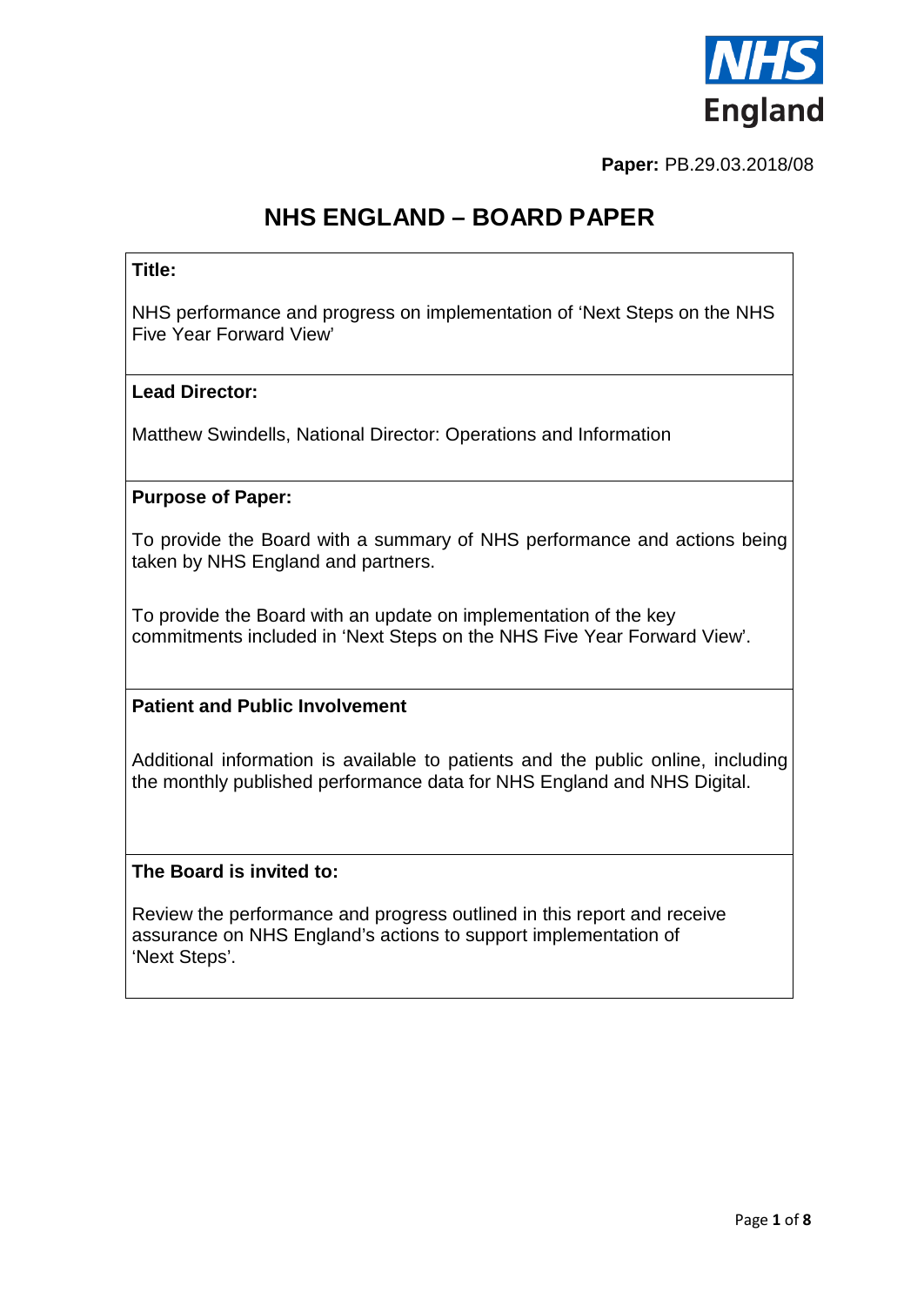**Paper:** PB.29.03.2018/08

# NHS ENGLAND – BOARD PAPER

**Title:**

NHS performance and progress on implementation of 'Next Steps on the NHS Five Year Forward View'

**Lead Director:**

Matthew Swindells, National Director: Operations and Information

**Purpose of Paper:**

To provide the Board with a summary of NHS performance and actions being taken by NHS England and partners.

To provide the Board with an update on implementation of the key commitments included in 'Next Steps on the NHS Five Year Forward View'.

**Patient and Public Involvement**

Additional information is available to patients and the public online, including the monthly published performance data for NHS England and NHS Digital.

**The Board is invited to:**

Review the performance and progress outlined in this report and receive assurance on NHS England's actions to support implementation of 'Next Steps'.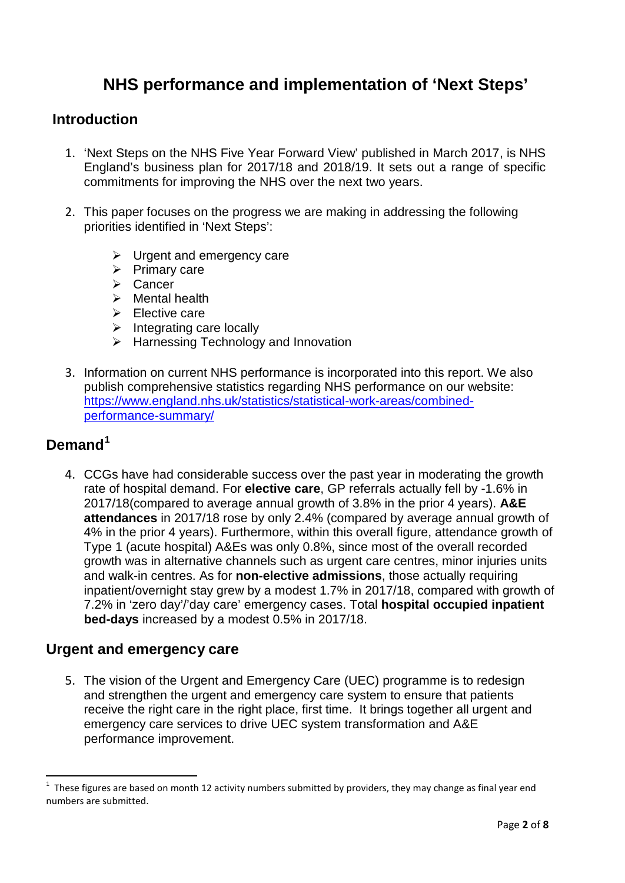# NHS performance and implementation of 'Next Steps'

## Introduction

1. 'Next Steps on the NHS Five Year Forward View' published in March 2017, is NHS England's business plan for 2017/18 and 2018/19. It sets out a range of specific commitments for improving the NHS over the next two years.

2. This paper focuses on the progress we are making in addressing the following priorities identified in 'Next Steps':

   - Urgent and emergency care
   - Primary care
   - Cancer
   - Mental health
   - Elective care
   - Integrating care locally
   - Harnessing Technology and Innovation

3. Information on current NHS performance is incorporated into this report. We also publish comprehensive statistics regarding NHS performance on our website: [https://www.england.nhs.uk/statistics/statistical-work-areas/combined-performance-summary/](https://www.england.nhs.uk/statistics/statistical-work-areas/combined-performance-summary/)

## Demand[1]

4. CCGs have had considerable success over the past year in moderating the growth rate of hospital demand. For **elective care**, GP referrals actually fell by -1.6% in 2017/18(compared to average annual growth of 3.8% in the prior 4 years). **A&E attendances** in 2017/18 rose by only 2.4% (compared by average annual growth of 4% in the prior 4 years). Furthermore, within this overall figure, attendance growth of Type 1 (acute hospital) A&Es was only 0.8%, since most of the overall recorded growth was in alternative channels such as urgent care centres, minor injuries units and walk-in centres. As for **non-elective admissions**, those actually requiring inpatient/overnight stay grew by a modest 1.7% in 2017/18, compared with growth of 7.2% in 'zero day'/'day care' emergency cases. Total **hospital occupied inpatient bed-days** increased by a modest 0.5% in 2017/18.

## Urgent and emergency care

5. The vision of the Urgent and Emergency Care (UEC) programme is to redesign and strengthen the urgent and emergency care system to ensure that patients receive the right care in the right place, first time. It brings together all urgent and emergency care services to drive UEC system transformation and A&E performance improvement.

---

[1] These figures are based on month 12 activity numbers submitted by providers, they may change as final year end numbers are submitted.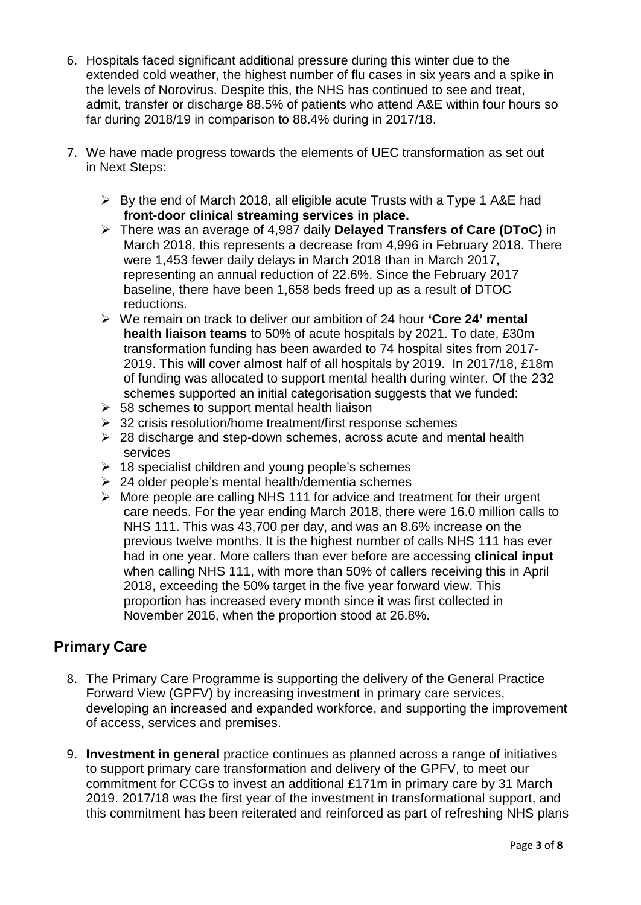6. Hospitals faced significant additional pressure during this winter due to the extended cold weather, the highest number of flu cases in six years and a spike in the levels of Norovirus. Despite this, the NHS has continued to see and treat, admit, transfer or discharge 88.5% of patients who attend A&E within four hours so far during 2018/19 in comparison to 88.4% during in 2017/18.

7. We have made progress towards the elements of UEC transformation as set out in Next Steps:

   - By the end of March 2018, all eligible acute Trusts with a Type 1 A&E had **front-door clinical streaming services in place.**
   - There was an average of 4,987 daily **Delayed Transfers of Care (DToC)** in March 2018, this represents a decrease from 4,996 in February 2018. There were 1,453 fewer daily delays in March 2018 than in March 2017, representing an annual reduction of 22.6%. Since the February 2017 baseline, there have been 1,658 beds freed up as a result of DTOC reductions.
   - We remain on track to deliver our ambition of 24 hour **'Core 24' mental health liaison teams** to 50% of acute hospitals by 2021. To date, £30m transformation funding has been awarded to 74 hospital sites from 2017-2019. This will cover almost half of all hospitals by 2019. In 2017/18, £18m of funding was allocated to support mental health during winter. Of the 232 schemes supported an initial categorisation suggests that we funded:
   - 58 schemes to support mental health liaison
   - 32 crisis resolution/home treatment/first response schemes
   - 28 discharge and step-down schemes, across acute and mental health services
   - 18 specialist children and young people's schemes
   - 24 older people's mental health/dementia schemes
   - More people are calling NHS 111 for advice and treatment for their urgent care needs. For the year ending March 2018, there were 16.0 million calls to NHS 111. This was 43,700 per day, and was an 8.6% increase on the previous twelve months. It is the highest number of calls NHS 111 has ever had in one year. More callers than ever before are accessing **clinical input** when calling NHS 111, with more than 50% of callers receiving this in April 2018, exceeding the 50% target in the five year forward view. This proportion has increased every month since it was first collected in November 2016, when the proportion stood at 26.8%.

## Primary Care

8. The Primary Care Programme is supporting the delivery of the General Practice Forward View (GPFV) by increasing investment in primary care services, developing an increased and expanded workforce, and supporting the improvement of access, services and premises.

9. **Investment in general** practice continues as planned across a range of initiatives to support primary care transformation and delivery of the GPFV, to meet our commitment for CCGs to invest an additional £171m in primary care by 31 March 2019. 2017/18 was the first year of the investment in transformational support, and this commitment has been reiterated and reinforced as part of refreshing NHS plans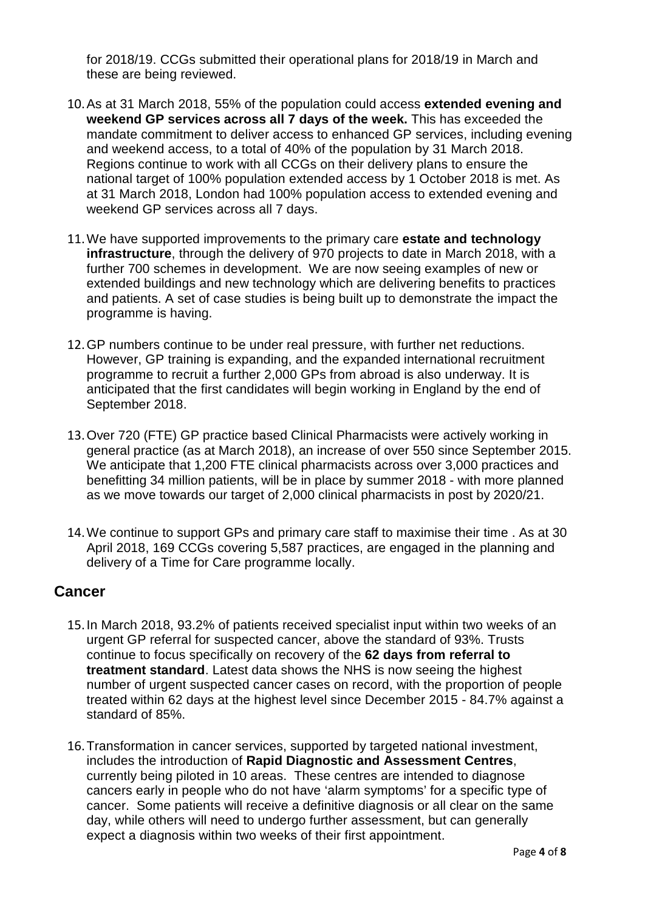for 2018/19. CCGs submitted their operational plans for 2018/19 in March and these are being reviewed.

10. As at 31 March 2018, 55% of the population could access **extended evening and weekend GP services across all 7 days of the week.** This has exceeded the mandate commitment to deliver access to enhanced GP services, including evening and weekend access, to a total of 40% of the population by 31 March 2018. Regions continue to work with all CCGs on their delivery plans to ensure the national target of 100% population extended access by 1 October 2018 is met. As at 31 March 2018, London had 100% population access to extended evening and weekend GP services across all 7 days.

11. We have supported improvements to the primary care **estate and technology infrastructure**, through the delivery of 970 projects to date in March 2018, with a further 700 schemes in development. We are now seeing examples of new or extended buildings and new technology which are delivering benefits to practices and patients. A set of case studies is being built up to demonstrate the impact the programme is having.

12. GP numbers continue to be under real pressure, with further net reductions. However, GP training is expanding, and the expanded international recruitment programme to recruit a further 2,000 GPs from abroad is also underway. It is anticipated that the first candidates will begin working in England by the end of September 2018.

13. Over 720 (FTE) GP practice based Clinical Pharmacists were actively working in general practice (as at March 2018), an increase of over 550 since September 2015. We anticipate that 1,200 FTE clinical pharmacists across over 3,000 practices and benefitting 34 million patients, will be in place by summer 2018 - with more planned as we move towards our target of 2,000 clinical pharmacists in post by 2020/21.

14. We continue to support GPs and primary care staff to maximise their time . As at 30 April 2018, 169 CCGs covering 5,587 practices, are engaged in the planning and delivery of a Time for Care programme locally.

## Cancer

15. In March 2018, 93.2% of patients received specialist input within two weeks of an urgent GP referral for suspected cancer, above the standard of 93%. Trusts continue to focus specifically on recovery of the **62 days from referral to treatment standard**. Latest data shows the NHS is now seeing the highest number of urgent suspected cancer cases on record, with the proportion of people treated within 62 days at the highest level since December 2015 - 84.7% against a standard of 85%.

16. Transformation in cancer services, supported by targeted national investment, includes the introduction of **Rapid Diagnostic and Assessment Centres**, currently being piloted in 10 areas. These centres are intended to diagnose cancers early in people who do not have 'alarm symptoms' for a specific type of cancer. Some patients will receive a definitive diagnosis or all clear on the same day, while others will need to undergo further assessment, but can generally expect a diagnosis within two weeks of their first appointment.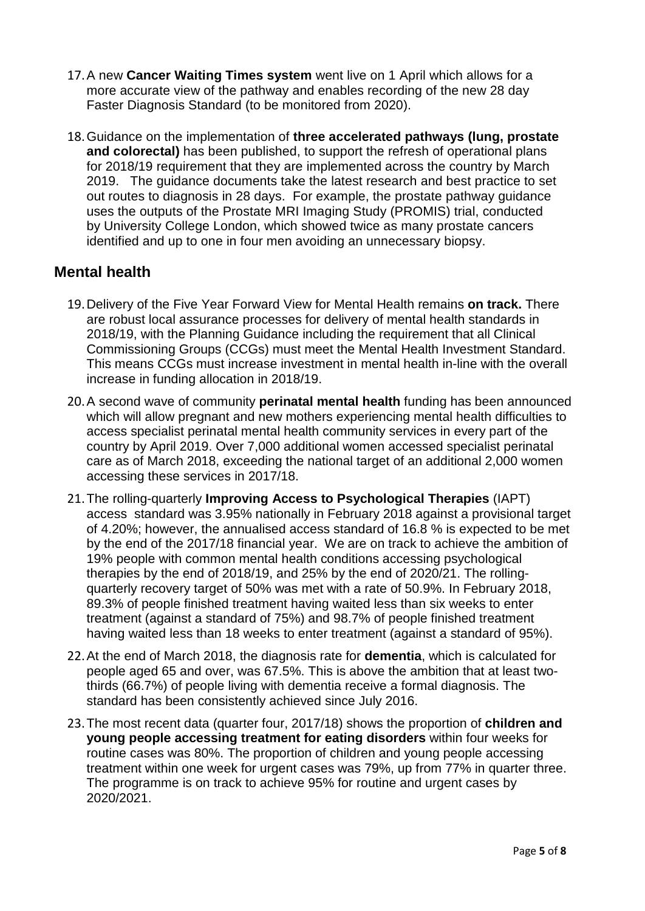17. A new **Cancer Waiting Times system** went live on 1 April which allows for a more accurate view of the pathway and enables recording of the new 28 day Faster Diagnosis Standard (to be monitored from 2020).

18. Guidance on the implementation of **three accelerated pathways (lung, prostate and colorectal)** has been published, to support the refresh of operational plans for 2018/19 requirement that they are implemented across the country by March 2019. The guidance documents take the latest research and best practice to set out routes to diagnosis in 28 days. For example, the prostate pathway guidance uses the outputs of the Prostate MRI Imaging Study (PROMIS) trial, conducted by University College London, which showed twice as many prostate cancers identified and up to one in four men avoiding an unnecessary biopsy.

## Mental health

19. Delivery of the Five Year Forward View for Mental Health remains **on track.** There are robust local assurance processes for delivery of mental health standards in 2018/19, with the Planning Guidance including the requirement that all Clinical Commissioning Groups (CCGs) must meet the Mental Health Investment Standard. This means CCGs must increase investment in mental health in-line with the overall increase in funding allocation in 2018/19.

20. A second wave of community **perinatal mental health** funding has been announced which will allow pregnant and new mothers experiencing mental health difficulties to access specialist perinatal mental health community services in every part of the country by April 2019. Over 7,000 additional women accessed specialist perinatal care as of March 2018, exceeding the national target of an additional 2,000 women accessing these services in 2017/18.

21. The rolling-quarterly **Improving Access to Psychological Therapies** (IAPT) access standard was 3.95% nationally in February 2018 against a provisional target of 4.20%; however, the annualised access standard of 16.8 % is expected to be met by the end of the 2017/18 financial year. We are on track to achieve the ambition of 19% people with common mental health conditions accessing psychological therapies by the end of 2018/19, and 25% by the end of 2020/21. The rolling-quarterly recovery target of 50% was met with a rate of 50.9%. In February 2018, 89.3% of people finished treatment having waited less than six weeks to enter treatment (against a standard of 75%) and 98.7% of people finished treatment having waited less than 18 weeks to enter treatment (against a standard of 95%).

22. At the end of March 2018, the diagnosis rate for **dementia**, which is calculated for people aged 65 and over, was 67.5%. This is above the ambition that at least two-thirds (66.7%) of people living with dementia receive a formal diagnosis. The standard has been consistently achieved since July 2016.

23. The most recent data (quarter four, 2017/18) shows the proportion of **children and young people accessing treatment for eating disorders** within four weeks for routine cases was 80%. The proportion of children and young people accessing treatment within one week for urgent cases was 79%, up from 77% in quarter three. The programme is on track to achieve 95% for routine and urgent cases by 2020/2021.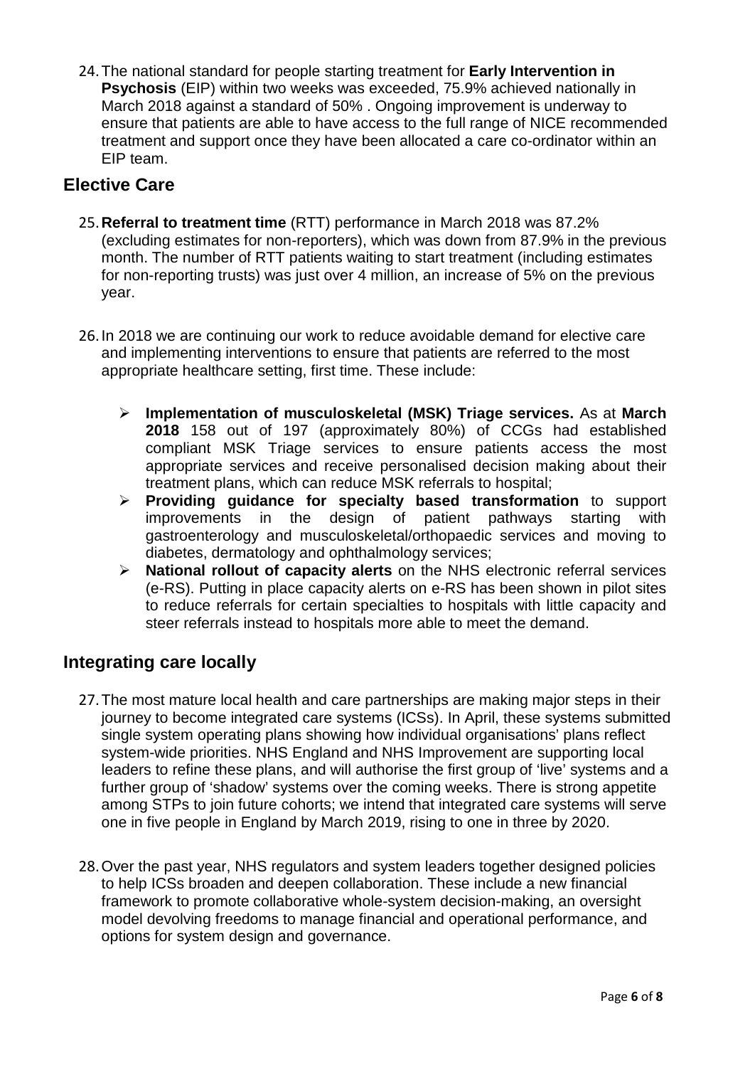24. The national standard for people starting treatment for **Early Intervention in Psychosis** (EIP) within two weeks was exceeded, 75.9% achieved nationally in March 2018 against a standard of 50% . Ongoing improvement is underway to ensure that patients are able to have access to the full range of NICE recommended treatment and support once they have been allocated a care co-ordinator within an EIP team.

## Elective Care

25. **Referral to treatment time** (RTT) performance in March 2018 was 87.2% (excluding estimates for non-reporters), which was down from 87.9% in the previous month. The number of RTT patients waiting to start treatment (including estimates for non-reporting trusts) was just over 4 million, an increase of 5% on the previous year.

26. In 2018 we are continuing our work to reduce avoidable demand for elective care and implementing interventions to ensure that patients are referred to the most appropriate healthcare setting, first time. These include:

    - **Implementation of musculoskeletal (MSK) Triage services.** As at **March 2018** 158 out of 197 (approximately 80%) of CCGs had established compliant MSK Triage services to ensure patients access the most appropriate services and receive personalised decision making about their treatment plans, which can reduce MSK referrals to hospital;
    - **Providing guidance for specialty based transformation** to support improvements in the design of patient pathways starting with gastroenterology and musculoskeletal/orthopaedic services and moving to diabetes, dermatology and ophthalmology services;
    - **National rollout of capacity alerts** on the NHS electronic referral services (e-RS). Putting in place capacity alerts on e-RS has been shown in pilot sites to reduce referrals for certain specialties to hospitals with little capacity and steer referrals instead to hospitals more able to meet the demand.

## Integrating care locally

27. The most mature local health and care partnerships are making major steps in their journey to become integrated care systems (ICSs). In April, these systems submitted single system operating plans showing how individual organisations' plans reflect system-wide priorities. NHS England and NHS Improvement are supporting local leaders to refine these plans, and will authorise the first group of 'live' systems and a further group of 'shadow' systems over the coming weeks. There is strong appetite among STPs to join future cohorts; we intend that integrated care systems will serve one in five people in England by March 2019, rising to one in three by 2020.

28. Over the past year, NHS regulators and system leaders together designed policies to help ICSs broaden and deepen collaboration. These include a new financial framework to promote collaborative whole-system decision-making, an oversight model devolving freedoms to manage financial and operational performance, and options for system design and governance.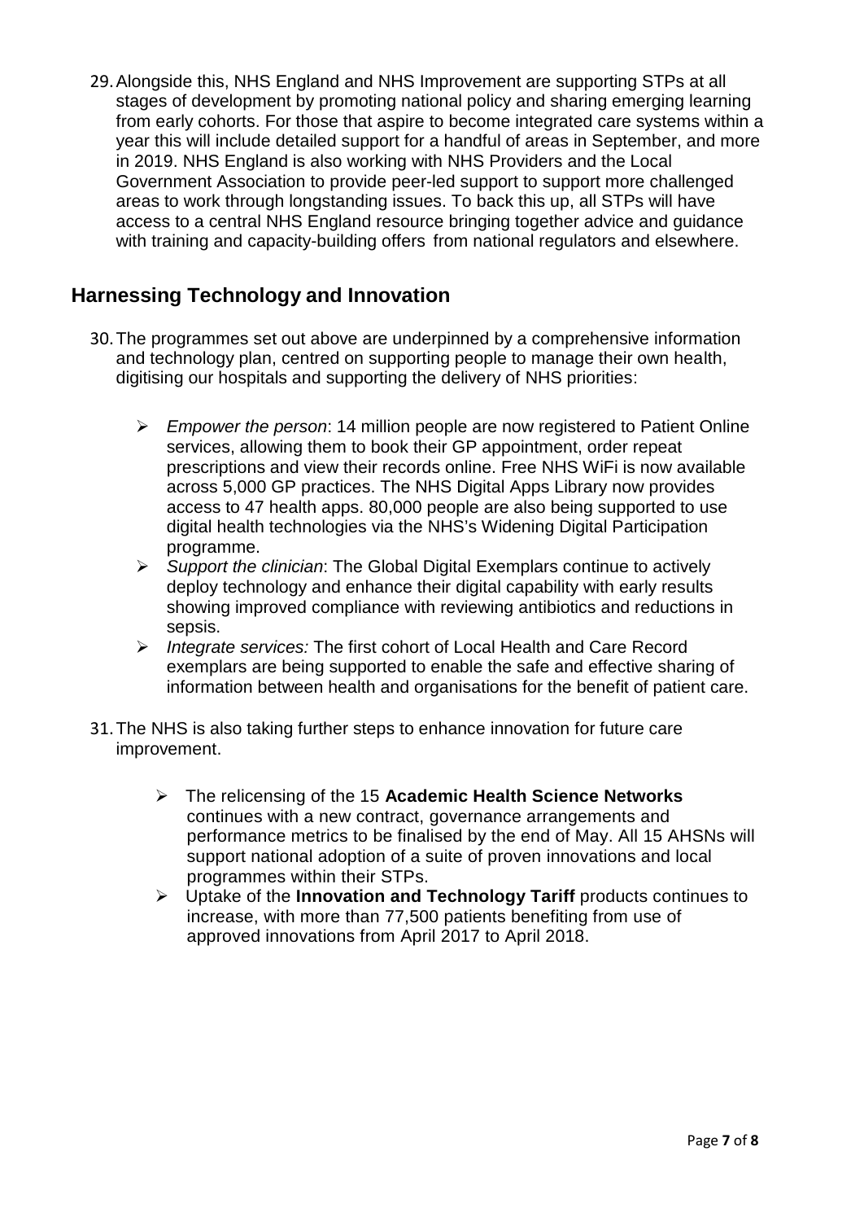29. Alongside this, NHS England and NHS Improvement are supporting STPs at all stages of development by promoting national policy and sharing emerging learning from early cohorts. For those that aspire to become integrated care systems within a year this will include detailed support for a handful of areas in September, and more in 2019. NHS England is also working with NHS Providers and the Local Government Association to provide peer-led support to support more challenged areas to work through longstanding issues. To back this up, all STPs will have access to a central NHS England resource bringing together advice and guidance with training and capacity-building offers from national regulators and elsewhere.

## Harnessing Technology and Innovation

30. The programmes set out above are underpinned by a comprehensive information and technology plan, centred on supporting people to manage their own health, digitising our hospitals and supporting the delivery of NHS priorities:

    - *Empower the person*: 14 million people are now registered to Patient Online services, allowing them to book their GP appointment, order repeat prescriptions and view their records online. Free NHS WiFi is now available across 5,000 GP practices. The NHS Digital Apps Library now provides access to 47 health apps. 80,000 people are also being supported to use digital health technologies via the NHS's Widening Digital Participation programme.
    - *Support the clinician*: The Global Digital Exemplars continue to actively deploy technology and enhance their digital capability with early results showing improved compliance with reviewing antibiotics and reductions in sepsis.
    - *Integrate services:* The first cohort of Local Health and Care Record exemplars are being supported to enable the safe and effective sharing of information between health and organisations for the benefit of patient care.

31. The NHS is also taking further steps to enhance innovation for future care improvement.

    - The relicensing of the 15 **Academic Health Science Networks** continues with a new contract, governance arrangements and performance metrics to be finalised by the end of May. All 15 AHSNs will support national adoption of a suite of proven innovations and local programmes within their STPs.
    - Uptake of the **Innovation and Technology Tariff** products continues to increase, with more than 77,500 patients benefiting from use of approved innovations from April 2017 to April 2018.